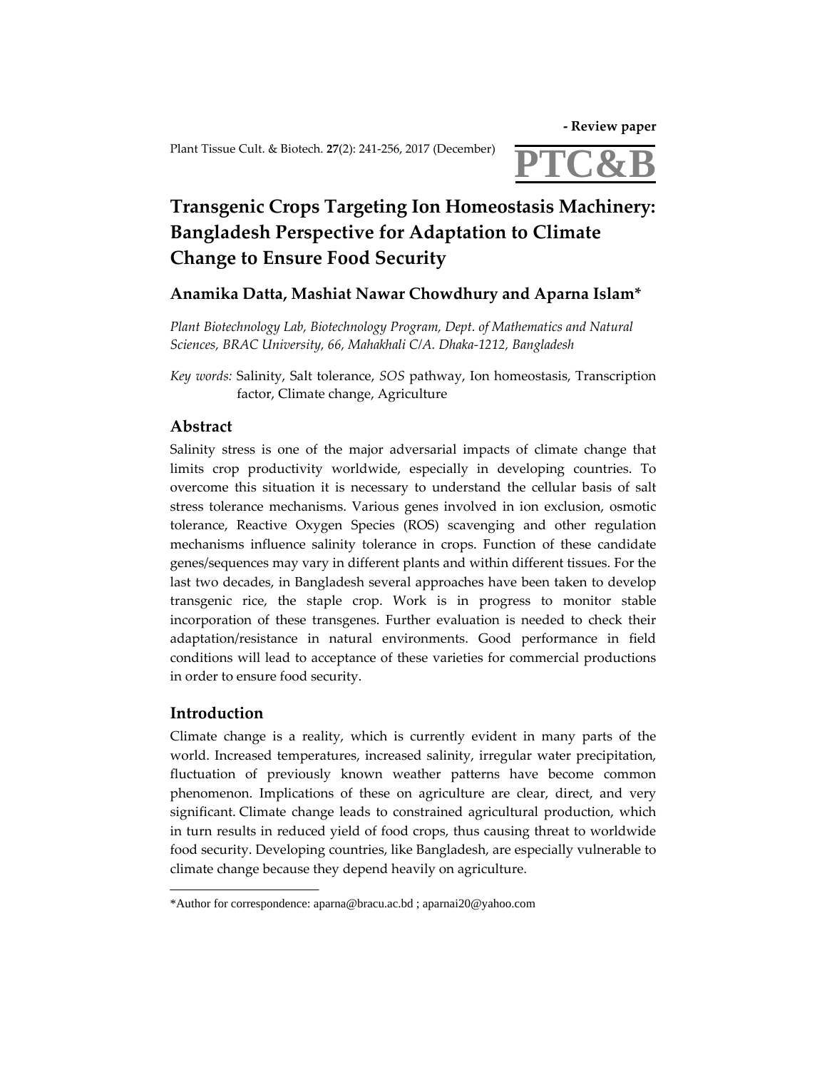- **Review paper**

# Transgenic Crops Targeting Ion Homeostasis Machinery: Bangladesh Perspective for Adaptation to Climate Change to Ensure Food Security

## Anamika Datta, Mashiat Nawar Chowdhury and Aparna Islam*

*Plant Biotechnology Lab, Biotechnology Program, Dept. of Mathematics and Natural Sciences, BRAC University, 66, Mahakhali C/A. Dhaka-1212, Bangladesh*

*Key words:* Salinity, Salt tolerance, *SOS* pathway, Ion homeostasis, Transcription factor, Climate change, Agriculture

## Abstract

Salinity stress is one of the major adversarial impacts of climate change that limits crop productivity worldwide, especially in developing countries. To overcome this situation it is necessary to understand the cellular basis of salt stress tolerance mechanisms. Various genes involved in ion exclusion, osmotic tolerance, Reactive Oxygen Species (ROS) scavenging and other regulation mechanisms influence salinity tolerance in crops. Function of these candidate genes/sequences may vary in different plants and within different tissues. For the last two decades, in Bangladesh several approaches have been taken to develop transgenic rice, the staple crop. Work is in progress to monitor stable incorporation of these transgenes. Further evaluation is needed to check their adaptation/resistance in natural environments. Good performance in field conditions will lead to acceptance of these varieties for commercial productions in order to ensure food security.

## Introduction

Climate change is a reality, which is currently evident in many parts of the world. Increased temperatures, increased salinity, irregular water precipitation, fluctuation of previously known weather patterns have become common phenomenon. Implications of these on agriculture are clear, direct, and very significant. Climate change leads to constrained agricultural production, which in turn results in reduced yield of food crops, thus causing threat to worldwide food security. Developing countries, like Bangladesh, are especially vulnerable to climate change because they depend heavily on agriculture.

---

*Author for correspondence: aparna@bracu.ac.bd ; aparnai20@yahoo.com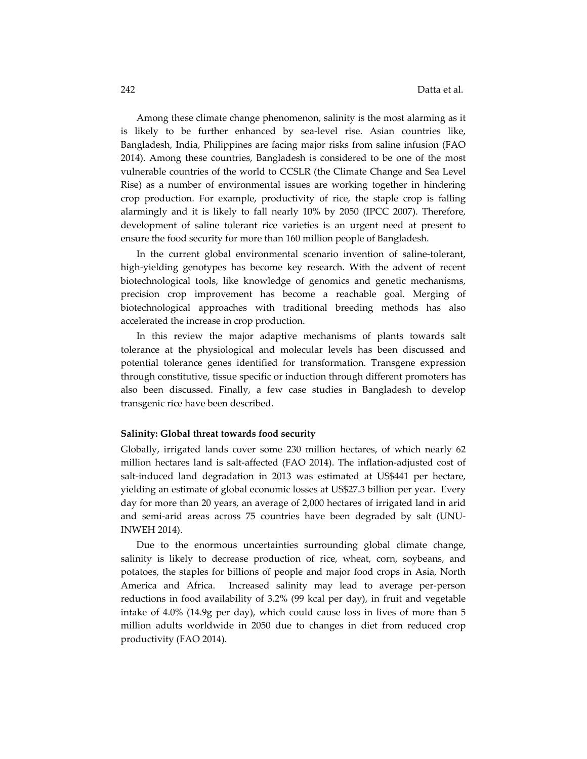Among these climate change phenomenon, salinity is the most alarming as it is likely to be further enhanced by sea-level rise. Asian countries like, Bangladesh, India, Philippines are facing major risks from saline infusion (FAO 2014). Among these countries, Bangladesh is considered to be one of the most vulnerable countries of the world to CCSLR (the Climate Change and Sea Level Rise) as a number of environmental issues are working together in hindering crop production. For example, productivity of rice, the staple crop is falling alarmingly and it is likely to fall nearly 10% by 2050 (IPCC 2007). Therefore, development of saline tolerant rice varieties is an urgent need at present to ensure the food security for more than 160 million people of Bangladesh.

In the current global environmental scenario invention of saline-tolerant, high-yielding genotypes has become key research. With the advent of recent biotechnological tools, like knowledge of genomics and genetic mechanisms, precision crop improvement has become a reachable goal. Merging of biotechnological approaches with traditional breeding methods has also accelerated the increase in crop production.

In this review the major adaptive mechanisms of plants towards salt tolerance at the physiological and molecular levels has been discussed and potential tolerance genes identified for transformation. Transgene expression through constitutive, tissue specific or induction through different promoters has also been discussed. Finally, a few case studies in Bangladesh to develop transgenic rice have been described.

**Salinity: Global threat towards food security**

Globally, irrigated lands cover some 230 million hectares, of which nearly 62 million hectares land is salt-affected (FAO 2014). The inflation-adjusted cost of salt-induced land degradation in 2013 was estimated at US$441 per hectare, yielding an estimate of global economic losses at US$27.3 billion per year. Every day for more than 20 years, an average of 2,000 hectares of irrigated land in arid and semi-arid areas across 75 countries have been degraded by salt (UNU-INWEH 2014).

Due to the enormous uncertainties surrounding global climate change, salinity is likely to decrease production of rice, wheat, corn, soybeans, and potatoes, the staples for billions of people and major food crops in Asia, North America and Africa. Increased salinity may lead to average per-person reductions in food availability of 3.2% (99 kcal per day), in fruit and vegetable intake of 4.0% (14.9g per day), which could cause loss in lives of more than 5 million adults worldwide in 2050 due to changes in diet from reduced crop productivity (FAO 2014).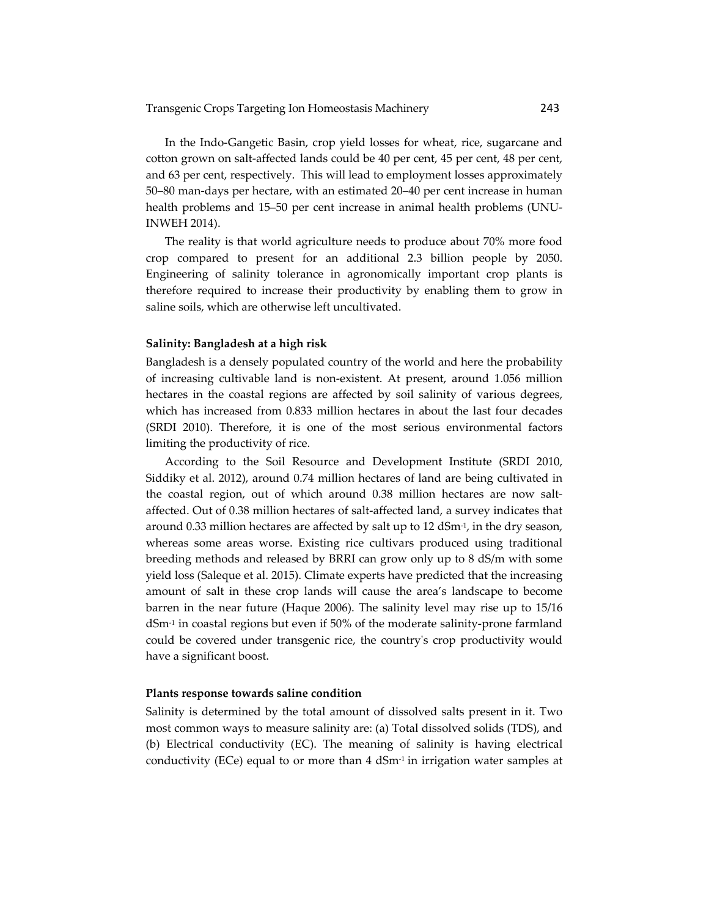In the Indo-Gangetic Basin, crop yield losses for wheat, rice, sugarcane and cotton grown on salt-affected lands could be 40 per cent, 45 per cent, 48 per cent, and 63 per cent, respectively. This will lead to employment losses approximately 50–80 man-days per hectare, with an estimated 20–40 per cent increase in human health problems and 15–50 per cent increase in animal health problems (UNU-INWEH 2014).

The reality is that world agriculture needs to produce about 70% more food crop compared to present for an additional 2.3 billion people by 2050. Engineering of salinity tolerance in agronomically important crop plants is therefore required to increase their productivity by enabling them to grow in saline soils, which are otherwise left uncultivated.

**Salinity: Bangladesh at a high risk**

Bangladesh is a densely populated country of the world and here the probability of increasing cultivable land is non-existent. At present, around 1.056 million hectares in the coastal regions are affected by soil salinity of various degrees, which has increased from 0.833 million hectares in about the last four decades (SRDI 2010). Therefore, it is one of the most serious environmental factors limiting the productivity of rice.

According to the Soil Resource and Development Institute (SRDI 2010, Siddiky et al. 2012), around 0.74 million hectares of land are being cultivated in the coastal region, out of which around 0.38 million hectares are now salt-affected. Out of 0.38 million hectares of salt-affected land, a survey indicates that around 0.33 million hectares are affected by salt up to 12 $dSm^{-1}$, in the dry season, whereas some areas worse. Existing rice cultivars produced using traditional breeding methods and released by BRRI can grow only up to 8 dS/m with some yield loss (Saleque et al. 2015). Climate experts have predicted that the increasing amount of salt in these crop lands will cause the area's landscape to become barren in the near future (Haque 2006). The salinity level may rise up to 15/16 $dSm^{-1}$ in coastal regions but even if 50% of the moderate salinity-prone farmland could be covered under transgenic rice, the country's crop productivity would have a significant boost.

**Plants response towards saline condition**

Salinity is determined by the total amount of dissolved salts present in it. Two most common ways to measure salinity are: (a) Total dissolved solids (TDS), and (b) Electrical conductivity (EC). The meaning of salinity is having electrical conductivity (ECe) equal to or more than 4 $dSm^{-1}$ in irrigation water samples at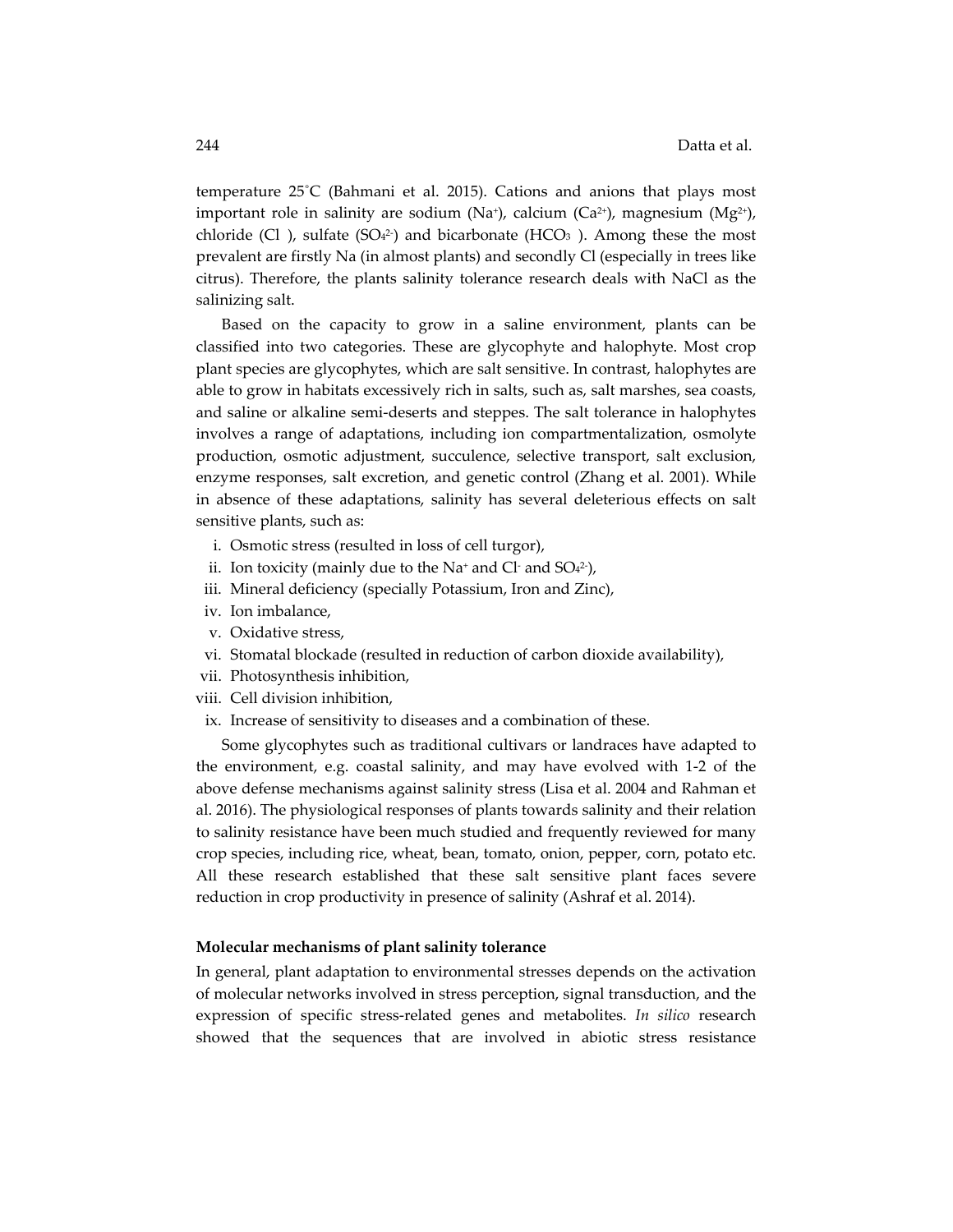temperature 25˚C (Bahmani et al. 2015). Cations and anions that plays most important role in salinity are sodium ($Na^+$), calcium ($Ca^{2+}$), magnesium ($Mg^{2+}$), chloride ($Cl^-$), sulfate ($SO_4^{2-}$) and bicarbonate ($HCO_3^-$). Among these the most prevalent are firstly Na (in almost plants) and secondly Cl (especially in trees like citrus). Therefore, the plants salinity tolerance research deals with NaCl as the salinizing salt.

Based on the capacity to grow in a saline environment, plants can be classified into two categories. These are glycophyte and halophyte. Most crop plant species are glycophytes, which are salt sensitive. In contrast, halophytes are able to grow in habitats excessively rich in salts, such as, salt marshes, sea coasts, and saline or alkaline semi-deserts and steppes. The salt tolerance in halophytes involves a range of adaptations, including ion compartmentalization, osmolyte production, osmotic adjustment, succulence, selective transport, salt exclusion, enzyme responses, salt excretion, and genetic control (Zhang et al. 2001). While in absence of these adaptations, salinity has several deleterious effects on salt sensitive plants, such as:

i. Osmotic stress (resulted in loss of cell turgor),
ii. Ion toxicity (mainly due to the $Na^+$ and $Cl^-$ and $SO_4^{2-}$),
iii. Mineral deficiency (specially Potassium, Iron and Zinc),
iv. Ion imbalance,
v. Oxidative stress,
vi. Stomatal blockade (resulted in reduction of carbon dioxide availability),
vii. Photosynthesis inhibition,
viii. Cell division inhibition,
ix. Increase of sensitivity to diseases and a combination of these.

Some glycophytes such as traditional cultivars or landraces have adapted to the environment, e.g. coastal salinity, and may have evolved with 1-2 of the above defense mechanisms against salinity stress (Lisa et al. 2004 and Rahman et al. 2016). The physiological responses of plants towards salinity and their relation to salinity resistance have been much studied and frequently reviewed for many crop species, including rice, wheat, bean, tomato, onion, pepper, corn, potato etc. All these research established that these salt sensitive plant faces severe reduction in crop productivity in presence of salinity (Ashraf et al. 2014).

**Molecular mechanisms of plant salinity tolerance**

In general, plant adaptation to environmental stresses depends on the activation of molecular networks involved in stress perception, signal transduction, and the expression of specific stress-related genes and metabolites. *In silico* research showed that the sequences that are involved in abiotic stress resistance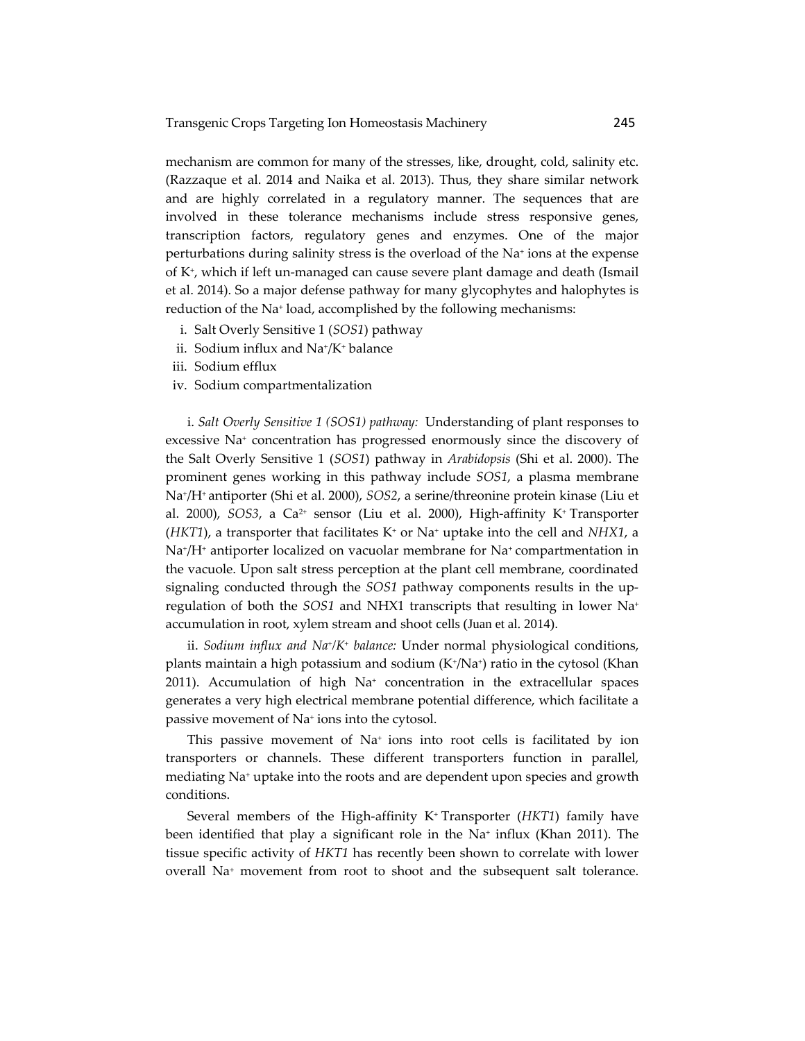mechanism are common for many of the stresses, like, drought, cold, salinity etc. (Razzaque et al. 2014 and Naika et al. 2013). Thus, they share similar network and are highly correlated in a regulatory manner. The sequences that are involved in these tolerance mechanisms include stress responsive genes, transcription factors, regulatory genes and enzymes. One of the major perturbations during salinity stress is the overload of the $Na^+$ ions at the expense of $K^+$, which if left un-managed can cause severe plant damage and death (Ismail et al. 2014). So a major defense pathway for many glycophytes and halophytes is reduction of the $Na^+$ load, accomplished by the following mechanisms:

i. Salt Overly Sensitive 1 (*SOS1*) pathway
ii. Sodium influx and $Na^+/K^+$ balance
iii. Sodium efflux
iv. Sodium compartmentalization

i. *Salt Overly Sensitive 1 (SOS1) pathway:* Understanding of plant responses to excessive $Na^+$ concentration has progressed enormously since the discovery of the Salt Overly Sensitive 1 (*SOS1*) pathway in *Arabidopsis* (Shi et al. 2000). The prominent genes working in this pathway include *SOS1*, a plasma membrane $Na^+/H^+$ antiporter (Shi et al. 2000), *SOS2*, a serine/threonine protein kinase (Liu et al. 2000), *SOS3*, a $Ca^{2+}$ sensor (Liu et al. 2000), High-affinity $K^+$ Transporter (*HKT1*), a transporter that facilitates $K^+$ or $Na^+$ uptake into the cell and *NHX1*, a $Na^+/H^+$ antiporter localized on vacuolar membrane for $Na^+$ compartmentation in the vacuole. Upon salt stress perception at the plant cell membrane, coordinated signaling conducted through the *SOS1* pathway components results in the up-regulation of both the *SOS1* and NHX1 transcripts that resulting in lower $Na^+$ accumulation in root, xylem stream and shoot cells (Juan et al. 2014).

ii. *Sodium influx and $Na^+/K^+$ balance:* Under normal physiological conditions, plants maintain a high potassium and sodium ($K^+/Na^+$) ratio in the cytosol (Khan 2011). Accumulation of high $Na^+$ concentration in the extracellular spaces generates a very high electrical membrane potential difference, which facilitate a passive movement of $Na^+$ ions into the cytosol.

This passive movement of $Na^+$ ions into root cells is facilitated by ion transporters or channels. These different transporters function in parallel, mediating $Na^+$ uptake into the roots and are dependent upon species and growth conditions.

Several members of the High-affinity $K^+$ Transporter (*HKT1*) family have been identified that play a significant role in the $Na^+$ influx (Khan 2011). The tissue specific activity of *HKT1* has recently been shown to correlate with lower overall $Na^+$ movement from root to shoot and the subsequent salt tolerance.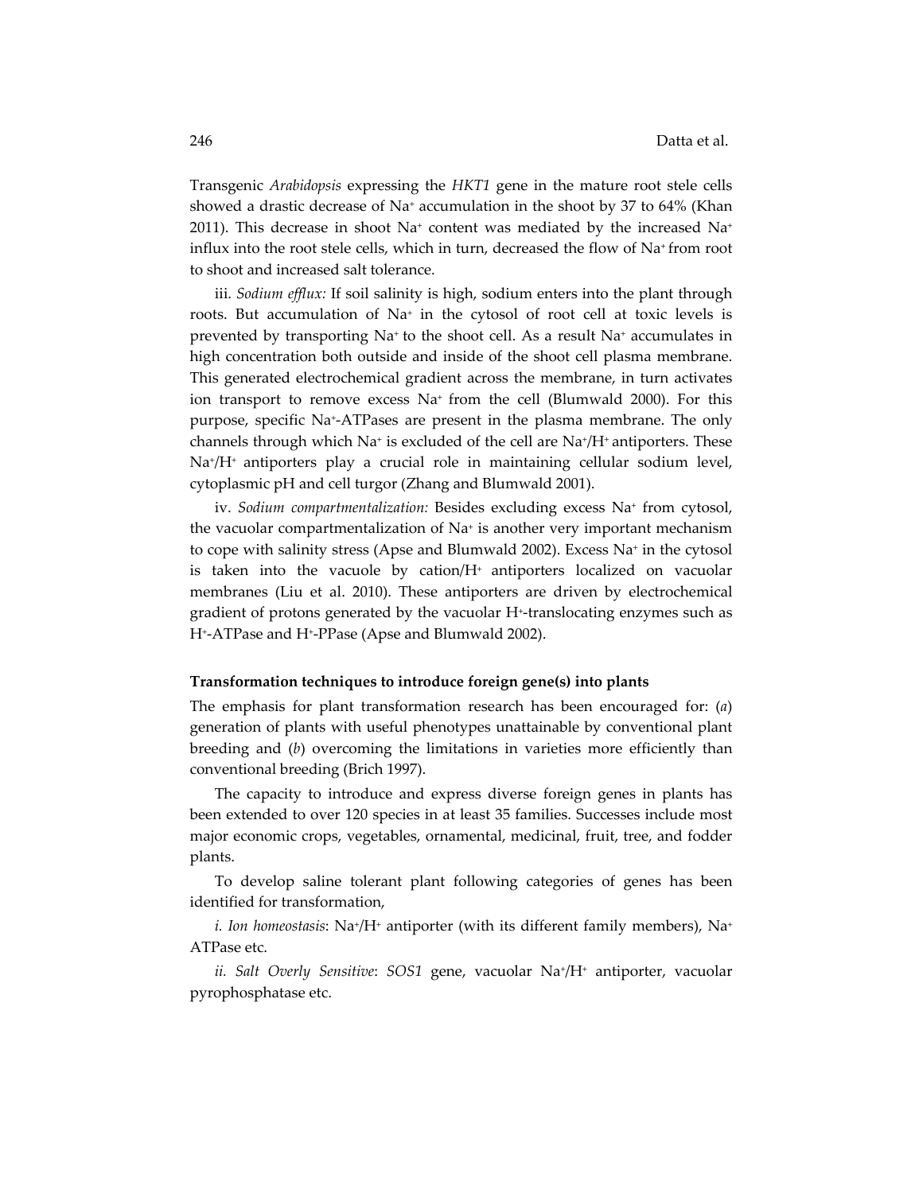Transgenic *Arabidopsis* expressing the *HKT1* gene in the mature root stele cells showed a drastic decrease of $Na^+$ accumulation in the shoot by 37 to 64% (Khan 2011). This decrease in shoot $Na^+$ content was mediated by the increased $Na^+$ influx into the root stele cells, which in turn, decreased the flow of $Na^+$ from root to shoot and increased salt tolerance.

iii. *Sodium efflux:* If soil salinity is high, sodium enters into the plant through roots. But accumulation of $Na^+$ in the cytosol of root cell at toxic levels is prevented by transporting $Na^+$ to the shoot cell. As a result $Na^+$ accumulates in high concentration both outside and inside of the shoot cell plasma membrane. This generated electrochemical gradient across the membrane, in turn activates ion transport to remove excess $Na^+$ from the cell (Blumwald 2000). For this purpose, specific $Na^+$-ATPases are present in the plasma membrane. The only channels through which $Na^+$ is excluded of the cell are $Na^+/H^+$ antiporters. These $Na^+/H^+$ antiporters play a crucial role in maintaining cellular sodium level, cytoplasmic pH and cell turgor (Zhang and Blumwald 2001).

iv. *Sodium compartmentalization:* Besides excluding excess $Na^+$ from cytosol, the vacuolar compartmentalization of $Na^+$ is another very important mechanism to cope with salinity stress (Apse and Blumwald 2002). Excess $Na^+$ in the cytosol is taken into the vacuole by cation/$H^+$ antiporters localized on vacuolar membranes (Liu et al. 2010). These antiporters are driven by electrochemical gradient of protons generated by the vacuolar $H^+$-translocating enzymes such as $H^+$-ATPase and $H^+$-PPase (Apse and Blumwald 2002).

### Transformation techniques to introduce foreign gene(s) into plants

The emphasis for plant transformation research has been encouraged for: (*a*) generation of plants with useful phenotypes unattainable by conventional plant breeding and (*b*) overcoming the limitations in varieties more efficiently than conventional breeding (Brich 1997).

The capacity to introduce and express diverse foreign genes in plants has been extended to over 120 species in at least 35 families. Successes include most major economic crops, vegetables, ornamental, medicinal, fruit, tree, and fodder plants.

To develop saline tolerant plant following categories of genes has been identified for transformation,

*i. Ion homeostasis*: $Na^+/H^+$ antiporter (with its different family members), $Na^+$ ATPase etc.

*ii. Salt Overly Sensitive*: *SOS1* gene, vacuolar $Na^+/H^+$ antiporter, vacuolar pyrophosphatase etc.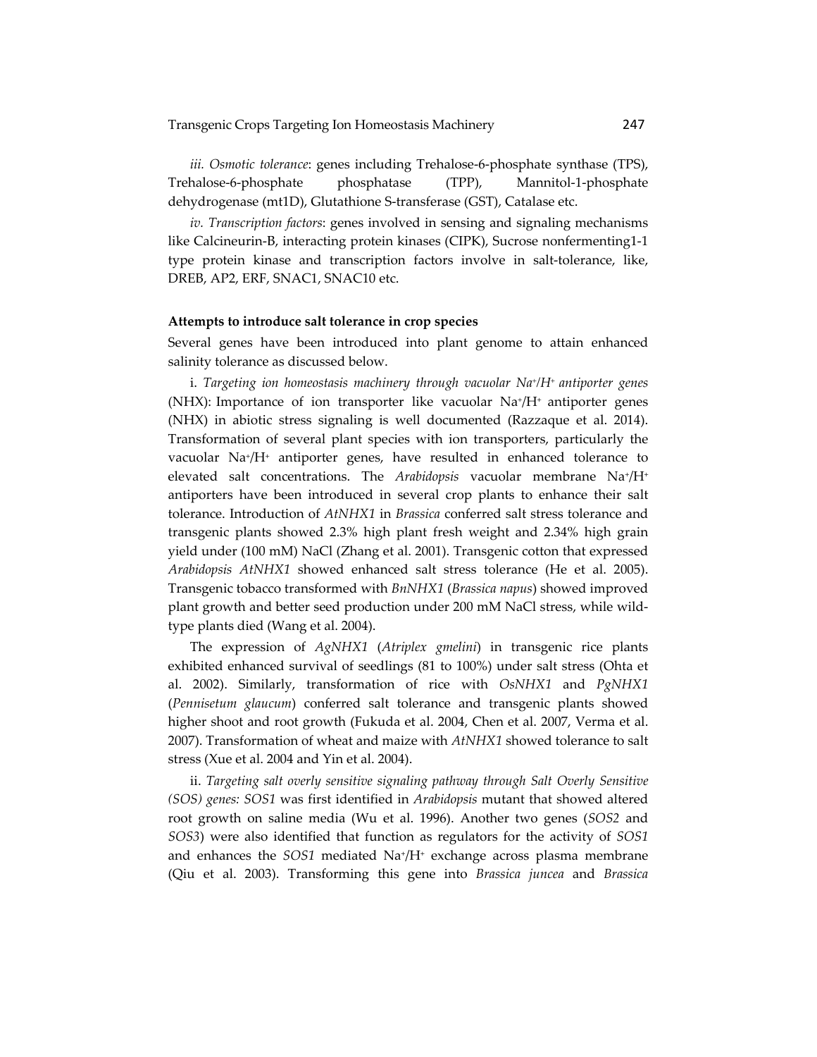*iii. Osmotic tolerance*: genes including Trehalose-6-phosphate synthase (TPS), Trehalose-6-phosphate phosphatase (TPP), Mannitol-1-phosphate dehydrogenase (mt1D), Glutathione S-transferase (GST), Catalase etc.

*iv. Transcription factors*: genes involved in sensing and signaling mechanisms like Calcineurin-B, interacting protein kinases (CIPK), Sucrose nonfermenting1-1 type protein kinase and transcription factors involve in salt-tolerance, like, DREB, AP2, ERF, SNAC1, SNAC10 etc.

**Attempts to introduce salt tolerance in crop species**

Several genes have been introduced into plant genome to attain enhanced salinity tolerance as discussed below.

i. *Targeting ion homeostasis machinery through vacuolar $Na^+/H^+$ antiporter genes* (NHX): Importance of ion transporter like vacuolar $Na^+/H^+$ antiporter genes (NHX) in abiotic stress signaling is well documented (Razzaque et al. 2014). Transformation of several plant species with ion transporters, particularly the vacuolar $Na^+/H^+$ antiporter genes, have resulted in enhanced tolerance to elevated salt concentrations. The *Arabidopsis* vacuolar membrane $Na^+/H^+$ antiporters have been introduced in several crop plants to enhance their salt tolerance. Introduction of *AtNHX1* in *Brassica* conferred salt stress tolerance and transgenic plants showed 2.3% high plant fresh weight and 2.34% high grain yield under (100 mM) NaCl (Zhang et al. 2001). Transgenic cotton that expressed *Arabidopsis AtNHX1* showed enhanced salt stress tolerance (He et al. 2005). Transgenic tobacco transformed with *BnNHX1* (*Brassica napus*) showed improved plant growth and better seed production under 200 mM NaCl stress, while wild-type plants died (Wang et al. 2004).

The expression of *AgNHX1* (*Atriplex gmelini*) in transgenic rice plants exhibited enhanced survival of seedlings (81 to 100%) under salt stress (Ohta et al. 2002). Similarly, transformation of rice with *OsNHX1* and *PgNHX1* (*Pennisetum glaucum*) conferred salt tolerance and transgenic plants showed higher shoot and root growth (Fukuda et al. 2004, Chen et al. 2007, Verma et al. 2007). Transformation of wheat and maize with *AtNHX1* showed tolerance to salt stress (Xue et al. 2004 and Yin et al. 2004).

ii. *Targeting salt overly sensitive signaling pathway through Salt Overly Sensitive (SOS) genes: SOS1* was first identified in *Arabidopsis* mutant that showed altered root growth on saline media (Wu et al. 1996). Another two genes (*SOS2* and *SOS3*) were also identified that function as regulators for the activity of *SOS1* and enhances the *SOS1* mediated $Na^+/H^+$ exchange across plasma membrane (Qiu et al. 2003). Transforming this gene into *Brassica juncea* and *Brassica*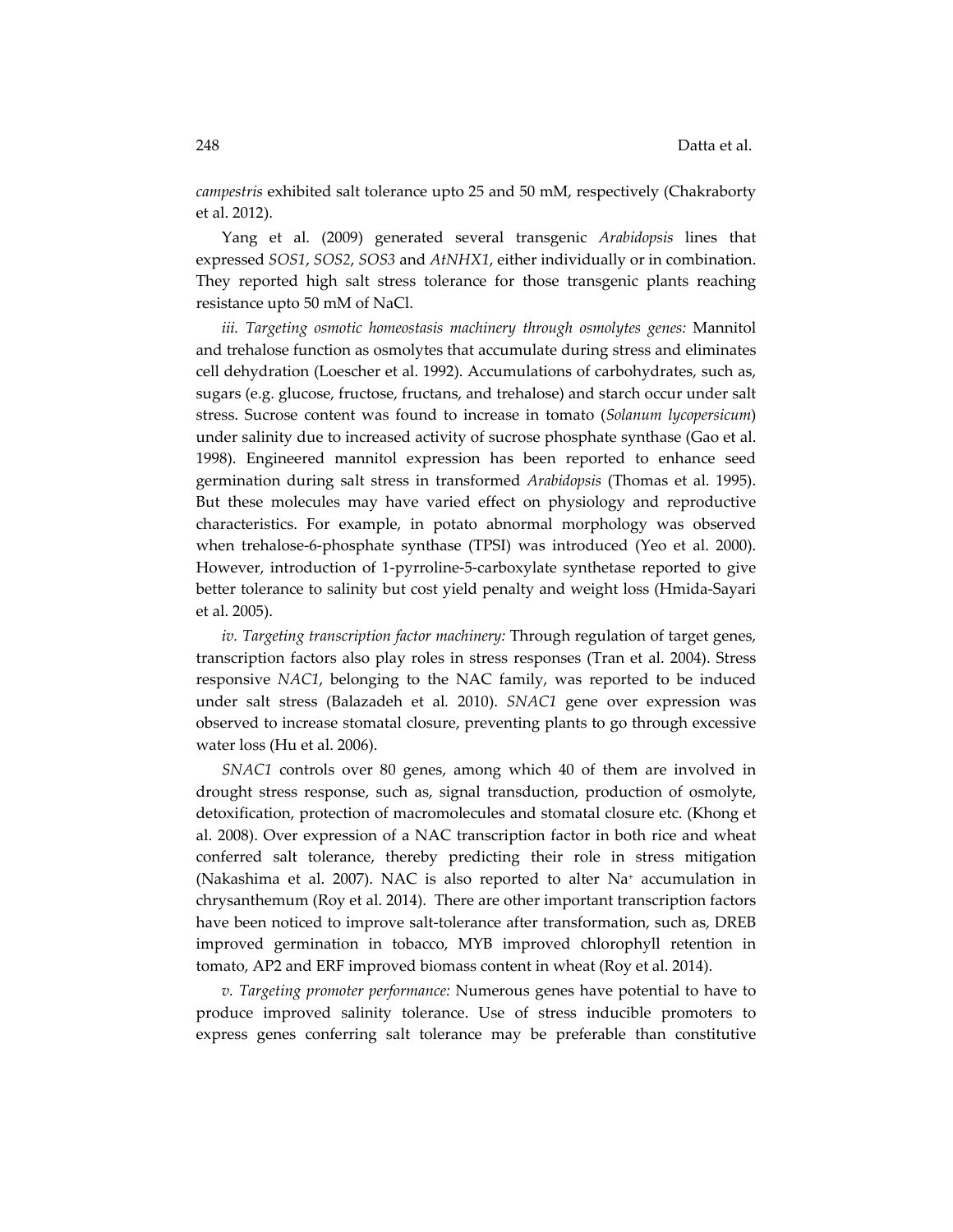*campestris* exhibited salt tolerance upto 25 and 50 mM, respectively (Chakraborty et al. 2012).

Yang et al. (2009) generated several transgenic *Arabidopsis* lines that expressed *SOS1*, *SOS2*, *SOS3* and *AtNHX1*, either individually or in combination. They reported high salt stress tolerance for those transgenic plants reaching resistance upto 50 mM of NaCl.

*iii. Targeting osmotic homeostasis machinery through osmolytes genes:* Mannitol and trehalose function as osmolytes that accumulate during stress and eliminates cell dehydration (Loescher et al. 1992). Accumulations of carbohydrates, such as, sugars (e.g. glucose, fructose, fructans, and trehalose) and starch occur under salt stress. Sucrose content was found to increase in tomato (*Solanum lycopersicum*) under salinity due to increased activity of sucrose phosphate synthase (Gao et al. 1998). Engineered mannitol expression has been reported to enhance seed germination during salt stress in transformed *Arabidopsis* (Thomas et al. 1995). But these molecules may have varied effect on physiology and reproductive characteristics. For example, in potato abnormal morphology was observed when trehalose-6-phosphate synthase (TPSI) was introduced (Yeo et al. 2000). However, introduction of 1-pyrroline-5-carboxylate synthetase reported to give better tolerance to salinity but cost yield penalty and weight loss (Hmida-Sayari et al. 2005).

*iv. Targeting transcription factor machinery:* Through regulation of target genes, transcription factors also play roles in stress responses (Tran et al. 2004). Stress responsive *NAC1*, belonging to the NAC family, was reported to be induced under salt stress (Balazadeh et al. 2010). *SNAC1* gene over expression was observed to increase stomatal closure, preventing plants to go through excessive water loss (Hu et al. 2006).

*SNAC1* controls over 80 genes, among which 40 of them are involved in drought stress response, such as, signal transduction, production of osmolyte, detoxification, protection of macromolecules and stomatal closure etc. (Khong et al. 2008). Over expression of a NAC transcription factor in both rice and wheat conferred salt tolerance, thereby predicting their role in stress mitigation (Nakashima et al. 2007). NAC is also reported to alter $Na^+$ accumulation in chrysanthemum (Roy et al. 2014). There are other important transcription factors have been noticed to improve salt-tolerance after transformation, such as, DREB improved germination in tobacco, MYB improved chlorophyll retention in tomato, AP2 and ERF improved biomass content in wheat (Roy et al. 2014).

*v. Targeting promoter performance:* Numerous genes have potential to have to produce improved salinity tolerance. Use of stress inducible promoters to express genes conferring salt tolerance may be preferable than constitutive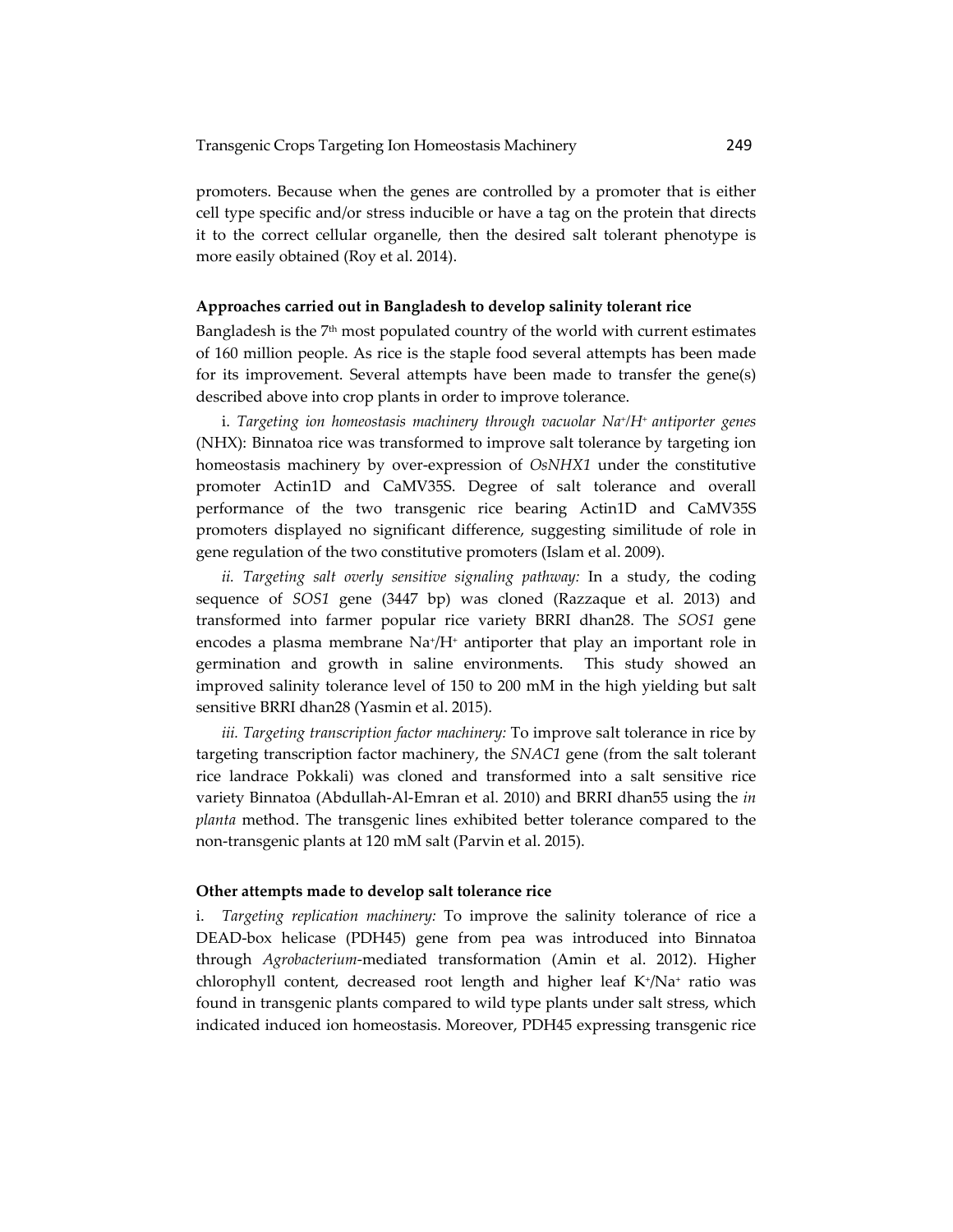promoters. Because when the genes are controlled by a promoter that is either cell type specific and/or stress inducible or have a tag on the protein that directs it to the correct cellular organelle, then the desired salt tolerant phenotype is more easily obtained (Roy et al. 2014).

**Approaches carried out in Bangladesh to develop salinity tolerant rice**

Bangladesh is the 7th most populated country of the world with current estimates of 160 million people. As rice is the staple food several attempts has been made for its improvement. Several attempts have been made to transfer the gene(s) described above into crop plants in order to improve tolerance.

i. *Targeting ion homeostasis machinery through vacuolar $Na^+/H^+$ antiporter genes* (NHX): Binnatoa rice was transformed to improve salt tolerance by targeting ion homeostasis machinery by over-expression of *OsNHX1* under the constitutive promoter Actin1D and CaMV35S. Degree of salt tolerance and overall performance of the two transgenic rice bearing Actin1D and CaMV35S promoters displayed no significant difference, suggesting similitude of role in gene regulation of the two constitutive promoters (Islam et al. 2009).

*ii. Targeting salt overly sensitive signaling pathway:* In a study, the coding sequence of *SOS1* gene (3447 bp) was cloned (Razzaque et al. 2013) and transformed into farmer popular rice variety BRRI dhan28. The *SOS1* gene encodes a plasma membrane $Na^+/H^+$ antiporter that play an important role in germination and growth in saline environments. This study showed an improved salinity tolerance level of 150 to 200 mM in the high yielding but salt sensitive BRRI dhan28 (Yasmin et al. 2015).

*iii. Targeting transcription factor machinery:* To improve salt tolerance in rice by targeting transcription factor machinery, the *SNAC1* gene (from the salt tolerant rice landrace Pokkali) was cloned and transformed into a salt sensitive rice variety Binnatoa (Abdullah-Al-Emran et al. 2010) and BRRI dhan55 using the *in planta* method. The transgenic lines exhibited better tolerance compared to the non-transgenic plants at 120 mM salt (Parvin et al. 2015).

**Other attempts made to develop salt tolerance rice**

i. *Targeting replication machinery:* To improve the salinity tolerance of rice a DEAD-box helicase (PDH45) gene from pea was introduced into Binnatoa through *Agrobacterium*-mediated transformation (Amin et al. 2012). Higher chlorophyll content, decreased root length and higher leaf $K^+/Na^+$ ratio was found in transgenic plants compared to wild type plants under salt stress, which indicated induced ion homeostasis. Moreover, PDH45 expressing transgenic rice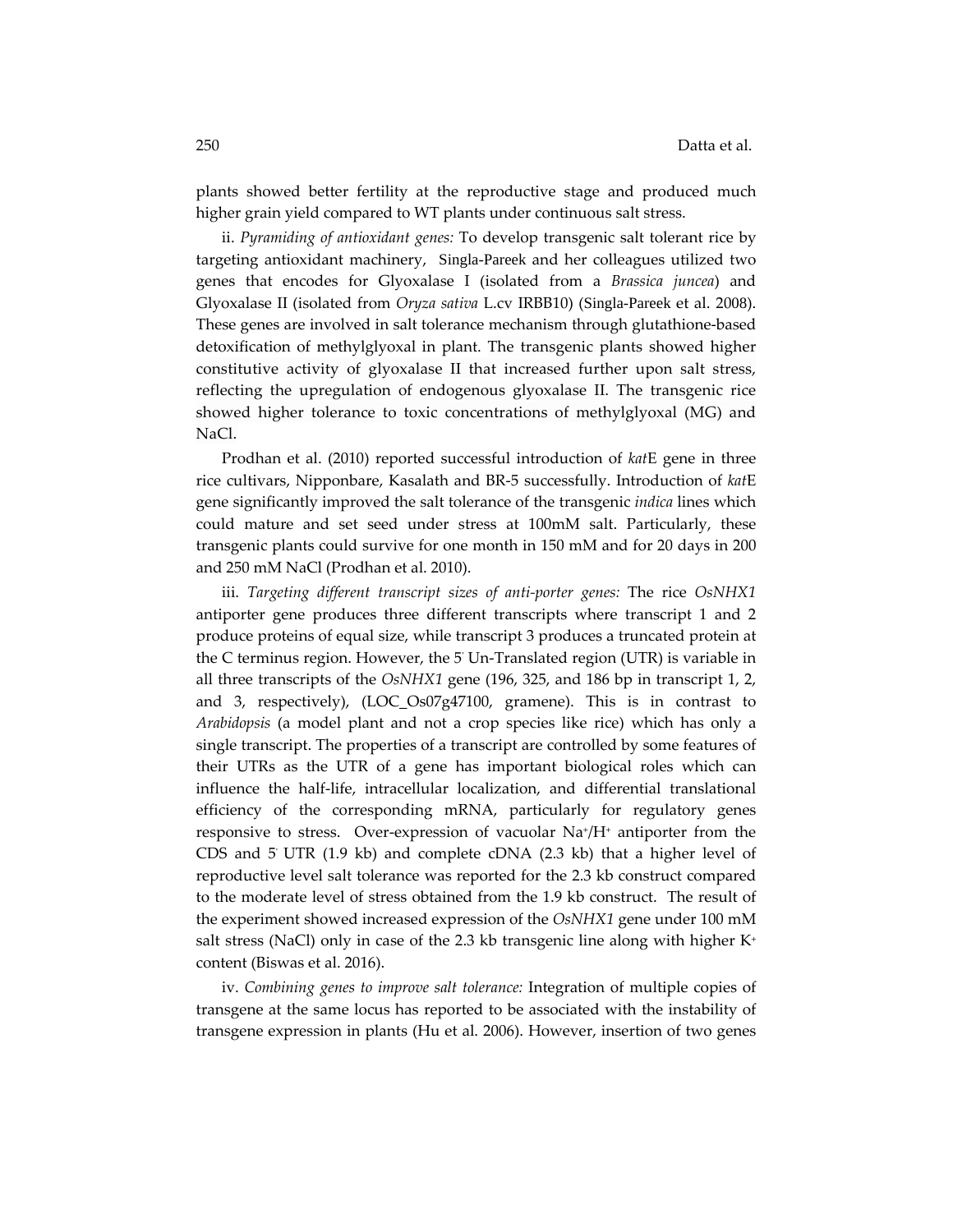plants showed better fertility at the reproductive stage and produced much higher grain yield compared to WT plants under continuous salt stress.

ii. *Pyramiding of antioxidant genes:* To develop transgenic salt tolerant rice by targeting antioxidant machinery, Singla-Pareek and her colleagues utilized two genes that encodes for Glyoxalase I (isolated from a *Brassica juncea*) and Glyoxalase II (isolated from *Oryza sativa* L.cv IRBB10) (Singla-Pareek et al. 2008). These genes are involved in salt tolerance mechanism through glutathione-based detoxification of methylglyoxal in plant. The transgenic plants showed higher constitutive activity of glyoxalase II that increased further upon salt stress, reflecting the upregulation of endogenous glyoxalase II. The transgenic rice showed higher tolerance to toxic concentrations of methylglyoxal (MG) and NaCl.

Prodhan et al. (2010) reported successful introduction of *kat*E gene in three rice cultivars, Nipponbare, Kasalath and BR-5 successfully. Introduction of *kat*E gene significantly improved the salt tolerance of the transgenic *indica* lines which could mature and set seed under stress at 100mM salt. Particularly, these transgenic plants could survive for one month in 150 mM and for 20 days in 200 and 250 mM NaCl (Prodhan et al. 2010).

iii. *Targeting different transcript sizes of anti-porter genes:* The rice *OsNHX1* antiporter gene produces three different transcripts where transcript 1 and 2 produce proteins of equal size, while transcript 3 produces a truncated protein at the C terminus region. However, the 5' Un-Translated region (UTR) is variable in all three transcripts of the *OsNHX1* gene (196, 325, and 186 bp in transcript 1, 2, and 3, respectively), (LOC_Os07g47100, gramene). This is in contrast to *Arabidopsis* (a model plant and not a crop species like rice) which has only a single transcript. The properties of a transcript are controlled by some features of their UTRs as the UTR of a gene has important biological roles which can influence the half-life, intracellular localization, and differential translational efficiency of the corresponding mRNA, particularly for regulatory genes responsive to stress. Over-expression of vacuolar $Na^+/H^+$ antiporter from the CDS and 5' UTR (1.9 kb) and complete cDNA (2.3 kb) that a higher level of reproductive level salt tolerance was reported for the 2.3 kb construct compared to the moderate level of stress obtained from the 1.9 kb construct. The result of the experiment showed increased expression of the *OsNHX1* gene under 100 mM salt stress (NaCl) only in case of the 2.3 kb transgenic line along with higher $K^+$ content (Biswas et al. 2016).

iv. *Combining genes to improve salt tolerance:* Integration of multiple copies of transgene at the same locus has reported to be associated with the instability of transgene expression in plants (Hu et al. 2006). However, insertion of two genes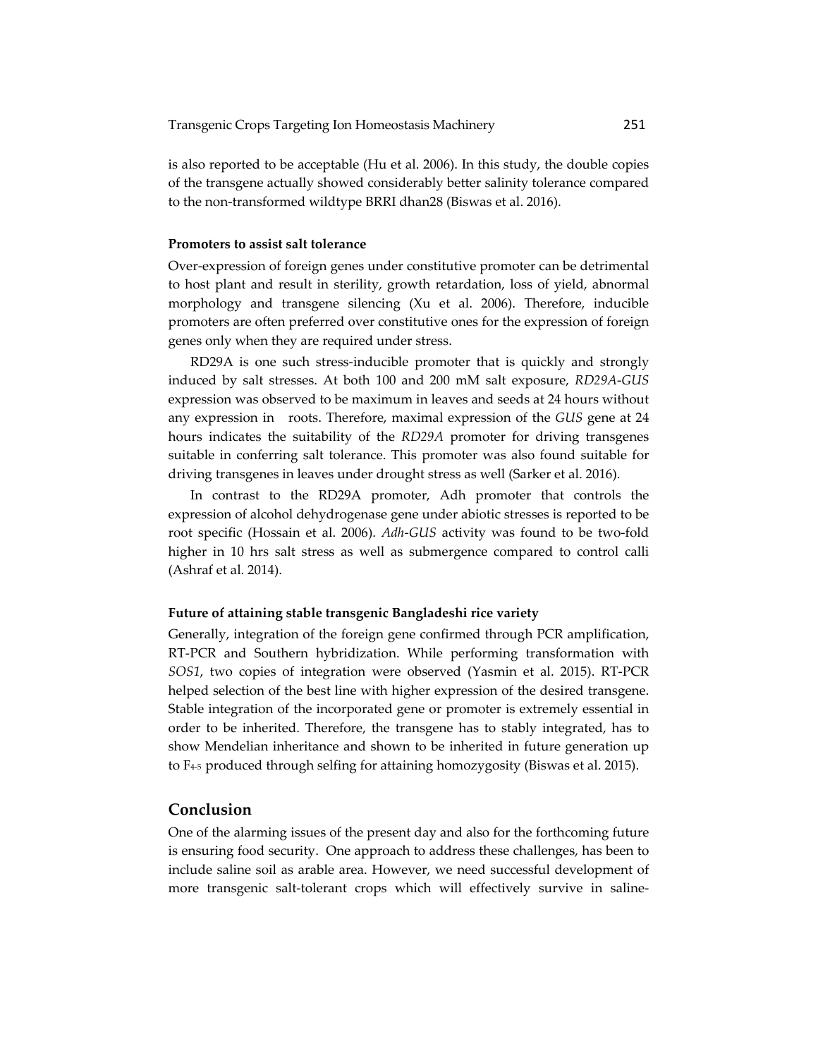is also reported to be acceptable (Hu et al. 2006). In this study, the double copies of the transgene actually showed considerably better salinity tolerance compared to the non-transformed wildtype BRRI dhan28 (Biswas et al. 2016).

**Promoters to assist salt tolerance**

Over-expression of foreign genes under constitutive promoter can be detrimental to host plant and result in sterility, growth retardation, loss of yield, abnormal morphology and transgene silencing (Xu et al. 2006). Therefore, inducible promoters are often preferred over constitutive ones for the expression of foreign genes only when they are required under stress.

RD29A is one such stress-inducible promoter that is quickly and strongly induced by salt stresses. At both 100 and 200 mM salt exposure, *RD29A-GUS* expression was observed to be maximum in leaves and seeds at 24 hours without any expression in roots. Therefore, maximal expression of the *GUS* gene at 24 hours indicates the suitability of the *RD29A* promoter for driving transgenes suitable in conferring salt tolerance. This promoter was also found suitable for driving transgenes in leaves under drought stress as well (Sarker et al. 2016).

In contrast to the RD29A promoter, Adh promoter that controls the expression of alcohol dehydrogenase gene under abiotic stresses is reported to be root specific (Hossain et al. 2006). *Adh-GUS* activity was found to be two-fold higher in 10 hrs salt stress as well as submergence compared to control calli (Ashraf et al. 2014).

**Future of attaining stable transgenic Bangladeshi rice variety**

Generally, integration of the foreign gene confirmed through PCR amplification, RT-PCR and Southern hybridization. While performing transformation with *SOS1*, two copies of integration were observed (Yasmin et al. 2015). RT-PCR helped selection of the best line with higher expression of the desired transgene. Stable integration of the incorporated gene or promoter is extremely essential in order to be inherited. Therefore, the transgene has to stably integrated, has to show Mendelian inheritance and shown to be inherited in future generation up to $F_{4\text{-}5}$ produced through selfing for attaining homozygosity (Biswas et al. 2015).

## Conclusion

One of the alarming issues of the present day and also for the forthcoming future is ensuring food security. One approach to address these challenges, has been to include saline soil as arable area. However, we need successful development of more transgenic salt-tolerant crops which will effectively survive in saline-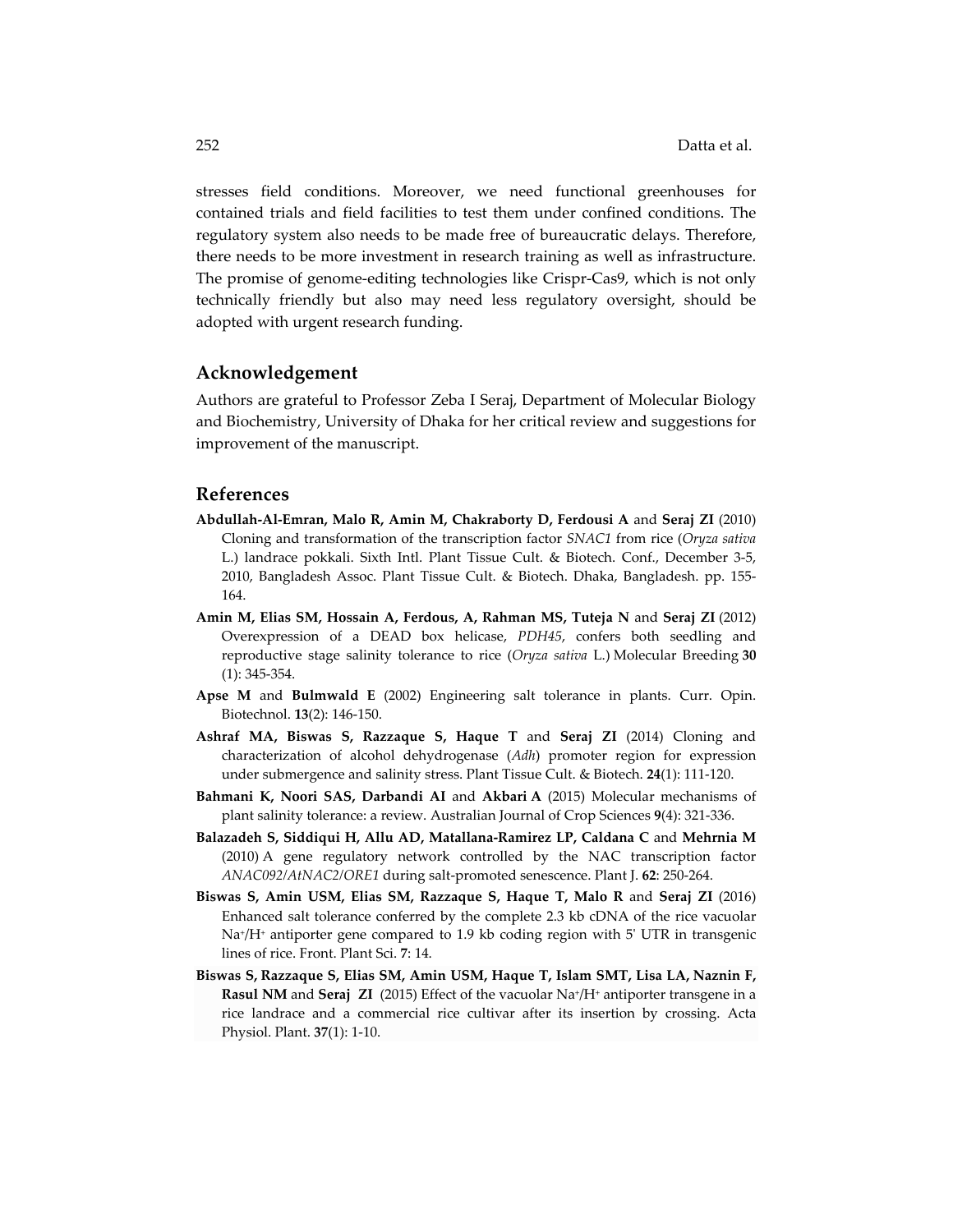stresses field conditions. Moreover, we need functional greenhouses for contained trials and field facilities to test them under confined conditions. The regulatory system also needs to be made free of bureaucratic delays. Therefore, there needs to be more investment in research training as well as infrastructure. The promise of genome-editing technologies like Crispr-Cas9, which is not only technically friendly but also may need less regulatory oversight, should be adopted with urgent research funding.

## Acknowledgement

Authors are grateful to Professor Zeba I Seraj, Department of Molecular Biology and Biochemistry, University of Dhaka for her critical review and suggestions for improvement of the manuscript.

## References

**Abdullah-Al-Emran, Malo R, Amin M, Chakraborty D, Ferdousi A** and **Seraj ZI** (2010) Cloning and transformation of the transcription factor *SNAC1* from rice (*Oryza sativa* L.) landrace pokkali. Sixth Intl. Plant Tissue Cult. & Biotech. Conf., December 3-5, 2010, Bangladesh Assoc. Plant Tissue Cult. & Biotech. Dhaka, Bangladesh. pp. 155-164.

**Amin M, Elias SM, Hossain A, Ferdous, A, Rahman MS, Tuteja N** and **Seraj ZI** (2012) Overexpression of a DEAD box helicase, *PDH45*, confers both seedling and reproductive stage salinity tolerance to rice (*Oryza sativa* L.) Molecular Breeding **30** (1): 345-354.

**Apse M** and **Bulmwald E** (2002) Engineering salt tolerance in plants. Curr. Opin. Biotechnol. **13**(2): 146-150.

**Ashraf MA, Biswas S, Razzaque S, Haque T** and **Seraj ZI** (2014) Cloning and characterization of alcohol dehydrogenase (*Adh*) promoter region for expression under submergence and salinity stress. Plant Tissue Cult. & Biotech. **24**(1): 111-120.

**Bahmani K, Noori SAS, Darbandi AI** and **Akbari A** (2015) Molecular mechanisms of plant salinity tolerance: a review. Australian Journal of Crop Sciences **9**(4): 321-336.

**Balazadeh S, Siddiqui H, Allu AD, Matallana-Ramirez LP, Caldana C** and **Mehrnia M** (2010) A gene regulatory network controlled by the NAC transcription factor *ANAC092/AtNAC2/ORE1* during salt-promoted senescence. Plant J. **62**: 250-264.

**Biswas S, Amin USM, Elias SM, Razzaque S, Haque T, Malo R** and **Seraj ZI** (2016) Enhanced salt tolerance conferred by the complete 2.3 kb cDNA of the rice vacuolar $Na^+/H^+$ antiporter gene compared to 1.9 kb coding region with 5' UTR in transgenic lines of rice. Front. Plant Sci. **7**: 14.

**Biswas S, Razzaque S, Elias SM, Amin USM, Haque T, Islam SMT, Lisa LA, Naznin F, Rasul NM** and **Seraj ZI** (2015) Effect of the vacuolar $Na^+/H^+$ antiporter transgene in a rice landrace and a commercial rice cultivar after its insertion by crossing. Acta Physiol. Plant. **37**(1): 1-10.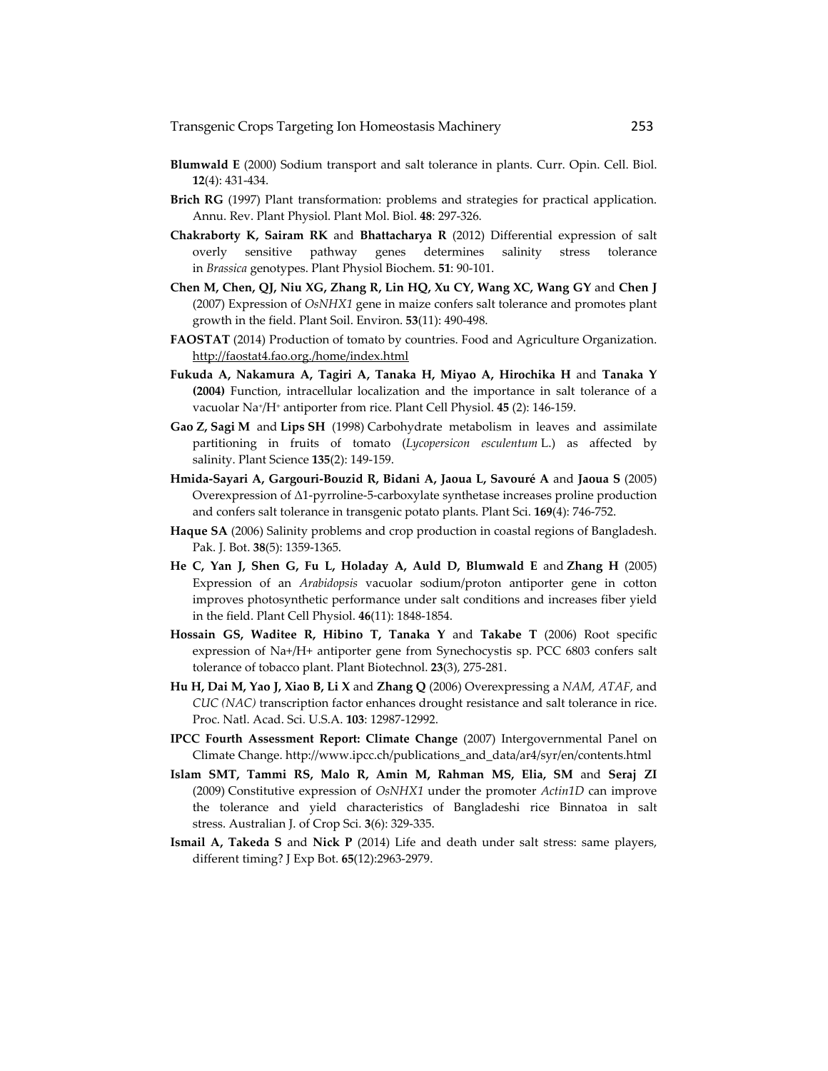**Blumwald E** (2000) Sodium transport and salt tolerance in plants. Curr. Opin. Cell. Biol. **12**(4): 431-434.

**Brich RG** (1997) Plant transformation: problems and strategies for practical application. Annu. Rev. Plant Physiol. Plant Mol. Biol. **48**: 297-326.

**Chakraborty K, Sairam RK** and **Bhattacharya R** (2012) Differential expression of salt overly sensitive pathway genes determines salinity stress tolerance in *Brassica* genotypes. Plant Physiol Biochem. **51**: 90-101.

**Chen M, Chen, QJ, Niu XG, Zhang R, Lin HQ, Xu CY, Wang XC, Wang GY** and **Chen J** (2007) Expression of *OsNHX1* gene in maize confers salt tolerance and promotes plant growth in the field. Plant Soil. Environ. **53**(11): 490-498.

**FAOSTAT** (2014) Production of tomato by countries. Food and Agriculture Organization. http://faostat4.fao.org./home/index.html

**Fukuda A, Nakamura A, Tagiri A, Tanaka H, Miyao A, Hirochika H** and **Tanaka Y (2004)** Function, intracellular localization and the importance in salt tolerance of a vacuolar $Na^+/H^+$ antiporter from rice. Plant Cell Physiol. **45** (2): 146-159.

**Gao Z, Sagi M** and **Lips SH** (1998) Carbohydrate metabolism in leaves and assimilate partitioning in fruits of tomato (*Lycopersicon esculentum* L.) as affected by salinity. Plant Science **135**(2): 149-159.

**Hmida-Sayari A, Gargouri-Bouzid R, Bidani A, Jaoua L, Savouré A** and **Jaoua S** (2005) Overexpression of Δ1-pyrroline-5-carboxylate synthetase increases proline production and confers salt tolerance in transgenic potato plants. Plant Sci. **169**(4): 746-752.

**Haque SA** (2006) Salinity problems and crop production in coastal regions of Bangladesh. Pak. J. Bot. **38**(5): 1359-1365.

**He C, Yan J, Shen G, Fu L, Holaday A, Auld D, Blumwald E** and **Zhang H** (2005) Expression of an *Arabidopsis* vacuolar sodium/proton antiporter gene in cotton improves photosynthetic performance under salt conditions and increases fiber yield in the field. Plant Cell Physiol. **46**(11): 1848-1854.

**Hossain GS, Waditee R, Hibino T, Tanaka Y** and **Takabe T** (2006) Root specific expression of Na+/H+ antiporter gene from Synechocystis sp. PCC 6803 confers salt tolerance of tobacco plant. Plant Biotechnol. **23**(3), 275-281.

**Hu H, Dai M, Yao J, Xiao B, Li X** and **Zhang Q** (2006) Overexpressing a *NAM, ATAF*, and *CUC (NAC)* transcription factor enhances drought resistance and salt tolerance in rice. Proc. Natl. Acad. Sci. U.S.A. **103**: 12987-12992.

**IPCC Fourth Assessment Report: Climate Change** (2007) Intergovernmental Panel on Climate Change. http://www.ipcc.ch/publications_and_data/ar4/syr/en/contents.html

**Islam SMT, Tammi RS, Malo R, Amin M, Rahman MS, Elia, SM** and **Seraj ZI** (2009) Constitutive expression of *OsNHX1* under the promoter *Actin1D* can improve the tolerance and yield characteristics of Bangladeshi rice Binnatoa in salt stress. Australian J. of Crop Sci. **3**(6): 329-335.

**Ismail A, Takeda S** and **Nick P** (2014) Life and death under salt stress: same players, different timing? J Exp Bot. **65**(12):2963-2979.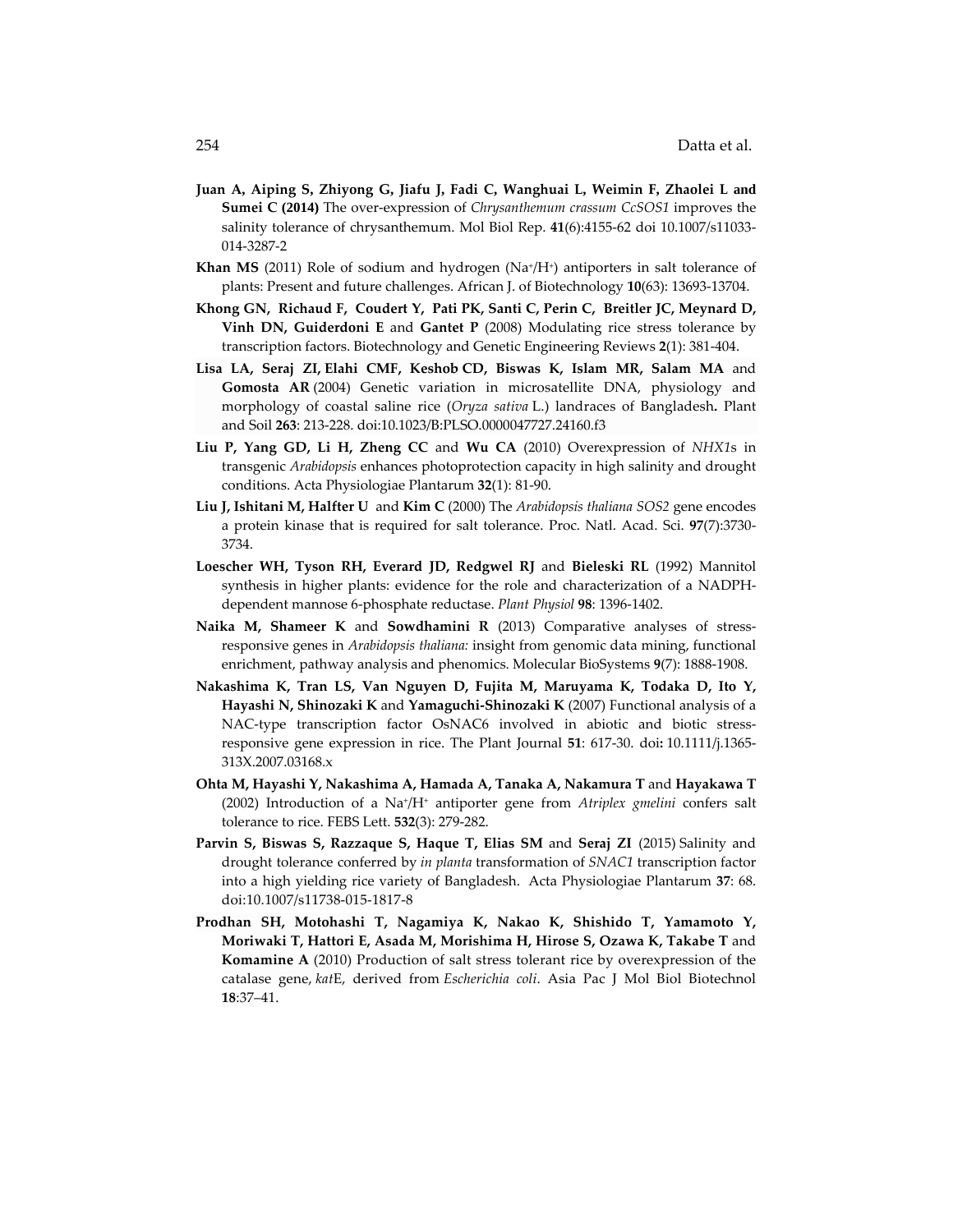**Juan A, Aiping S, Zhiyong G, Jiafu J, Fadi C, Wanghuai L, Weimin F, Zhaolei L and Sumei C (2014)** The over-expression of *Chrysanthemum crassum CcSOS1* improves the salinity tolerance of chrysanthemum. Mol Biol Rep. **41**(6):4155-62 doi 10.1007/s11033-014-3287-2

**Khan MS** (2011) Role of sodium and hydrogen ($Na^+/H^+$) antiporters in salt tolerance of plants: Present and future challenges. African J. of Biotechnology **10**(63): 13693-13704.

**Khong GN, Richaud F, Coudert Y, Pati PK, Santi C, Perin C, Breitler JC, Meynard D, Vinh DN, Guiderdoni E** and **Gantet P** (2008) Modulating rice stress tolerance by transcription factors. Biotechnology and Genetic Engineering Reviews **2**(1): 381-404.

**Lisa LA, Seraj ZI, Elahi CMF, Keshob CD, Biswas K, Islam MR, Salam MA** and **Gomosta AR** (2004) Genetic variation in microsatellite DNA, physiology and morphology of coastal saline rice (*Oryza sativa* L.) landraces of Bangladesh**.** Plant and Soil **263**: 213-228. doi:10.1023/B:PLSO.0000047727.24160.f3

**Liu P, Yang GD, Li H, Zheng CC** and **Wu CA** (2010) Overexpression of *NHX1*s in transgenic *Arabidopsis* enhances photoprotection capacity in high salinity and drought conditions. Acta Physiologiae Plantarum **32**(1): 81-90.

**Liu J, Ishitani M, Halfter U** and **Kim C** (2000) The *Arabidopsis thaliana SOS2* gene encodes a protein kinase that is required for salt tolerance. Proc. Natl. Acad. Sci. **97**(7):3730-3734.

**Loescher WH, Tyson RH, Everard JD, Redgwel RJ** and **Bieleski RL** (1992) Mannitol synthesis in higher plants: evidence for the role and characterization of a NADPH-dependent mannose 6-phosphate reductase. *Plant Physiol* **98**: 1396-1402.

**Naika M, Shameer K** and **Sowdhamini R** (2013) Comparative analyses of stress-responsive genes in *Arabidopsis thaliana:* insight from genomic data mining, functional enrichment, pathway analysis and phenomics. Molecular BioSystems **9**(7): 1888-1908.

**Nakashima K, Tran LS, Van Nguyen D, Fujita M, Maruyama K, Todaka D, Ito Y, Hayashi N, Shinozaki K** and **Yamaguchi-Shinozaki K** (2007) Functional analysis of a NAC-type transcription factor OsNAC6 involved in abiotic and biotic stress-responsive gene expression in rice. The Plant Journal **51**: 617-30. doi**:** 10.1111/j.1365-313X.2007.03168.x

**Ohta M, Hayashi Y, Nakashima A, Hamada A, Tanaka A, Nakamura T** and **Hayakawa T** (2002) Introduction of a $Na^+/H^+$ antiporter gene from *Atriplex gmelini* confers salt tolerance to rice. FEBS Lett. **532**(3): 279-282.

**Parvin S, Biswas S, Razzaque S, Haque T, Elias SM** and **Seraj ZI** (2015) Salinity and drought tolerance conferred by *in planta* transformation of *SNAC1* transcription factor into a high yielding rice variety of Bangladesh. Acta Physiologiae Plantarum **37**: 68. doi:10.1007/s11738-015-1817-8

**Prodhan SH, Motohashi T, Nagamiya K, Nakao K, Shishido T, Yamamoto Y, Moriwaki T, Hattori E, Asada M, Morishima H, Hirose S, Ozawa K, Takabe T** and **Komamine A** (2010) Production of salt stress tolerant rice by overexpression of the catalase gene, *kat*E, derived from *Escherichia coli*. Asia Pac J Mol Biol Biotechnol **18**:37–41.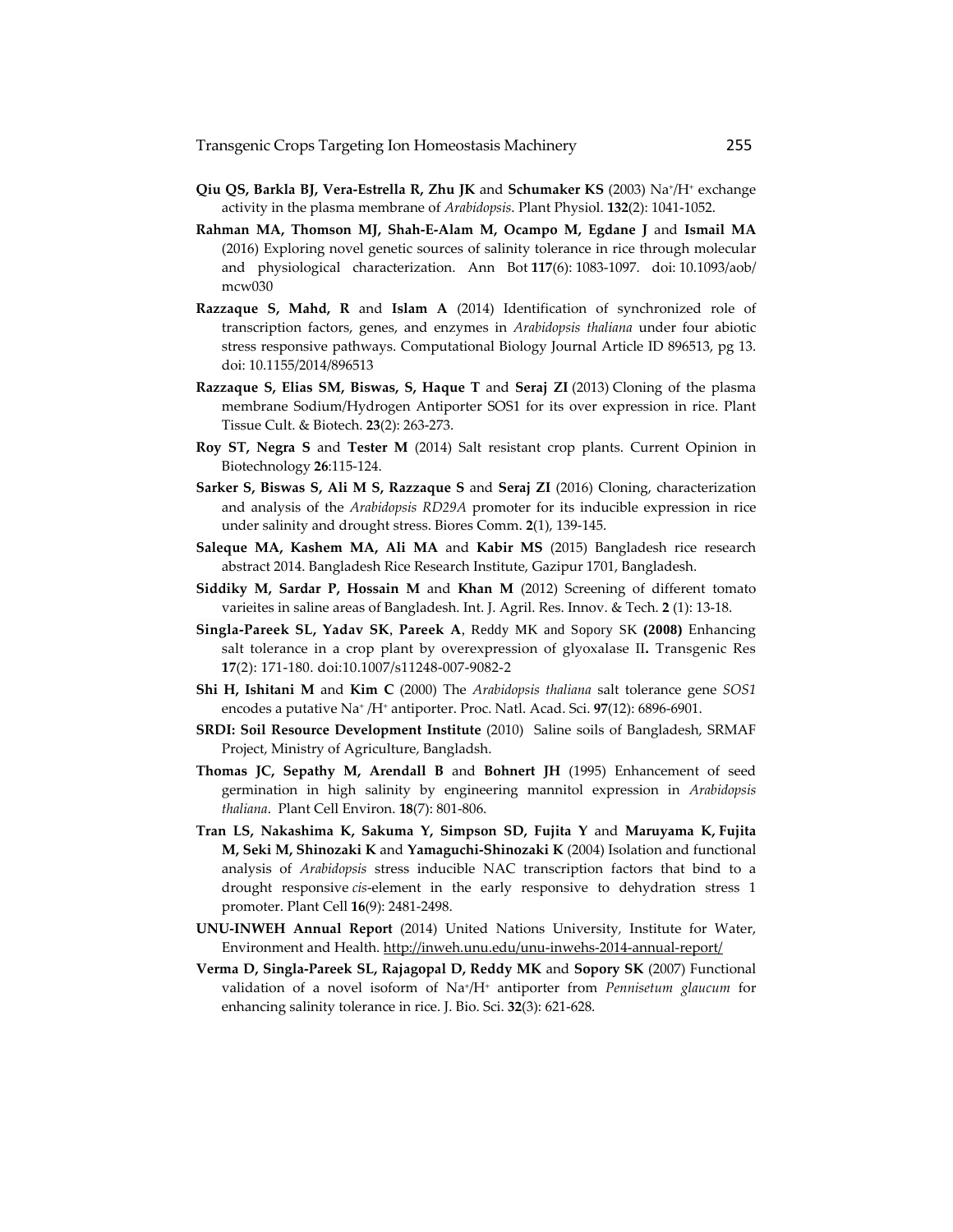**Qiu QS, Barkla BJ, Vera-Estrella R, Zhu JK** and **Schumaker KS** (2003) $Na^+/H^+$ exchange activity in the plasma membrane of *Arabidopsis*. Plant Physiol. **132**(2): 1041-1052.

**Rahman MA, Thomson MJ, Shah-E-Alam M, Ocampo M, Egdane J** and **Ismail MA** (2016) Exploring novel genetic sources of salinity tolerance in rice through molecular and physiological characterization. Ann Bot **117**(6): 1083-1097. doi: 10.1093/aob/mcw030

**Razzaque S, Mahd, R** and **Islam A** (2014) Identification of synchronized role of transcription factors, genes, and enzymes in *Arabidopsis thaliana* under four abiotic stress responsive pathways. Computational Biology Journal Article ID 896513, pg 13. doi: 10.1155/2014/896513

**Razzaque S, Elias SM, Biswas, S, Haque T** and **Seraj ZI** (2013) Cloning of the plasma membrane Sodium/Hydrogen Antiporter SOS1 for its over expression in rice. Plant Tissue Cult. & Biotech. **23**(2): 263-273.

**Roy ST, Negra S** and **Tester M** (2014) Salt resistant crop plants. Current Opinion in Biotechnology **26**:115-124.

**Sarker S, Biswas S, Ali M S, Razzaque S** and **Seraj ZI** (2016) Cloning, characterization and analysis of the *Arabidopsis RD29A* promoter for its inducible expression in rice under salinity and drought stress. Biores Comm. **2**(1), 139-145.

**Saleque MA, Kashem MA, Ali MA** and **Kabir MS** (2015) Bangladesh rice research abstract 2014. Bangladesh Rice Research Institute, Gazipur 1701, Bangladesh.

**Siddiky M, Sardar P, Hossain M** and **Khan M** (2012) Screening of different tomato varieites in saline areas of Bangladesh. Int. J. Agril. Res. Innov. & Tech. **2** (1): 13-18.

**Singla-Pareek SL, Yadav SK**, **Pareek A**, Reddy MK and Sopory SK **(2008)** Enhancing salt tolerance in a crop plant by overexpression of glyoxalase II**.** Transgenic Res **17**(2): 171-180. doi:10.1007/s11248-007-9082-2

**Shi H, Ishitani M** and **Kim C** (2000) The *Arabidopsis thaliana* salt tolerance gene *SOS1* encodes a putative $Na^+/H^+$ antiporter. Proc. Natl. Acad. Sci. **97**(12): 6896-6901.

**SRDI: Soil Resource Development Institute** (2010) Saline soils of Bangladesh, SRMAF Project, Ministry of Agriculture, Bangladsh.

**Thomas JC, Sepathy M, Arendall B** and **Bohnert JH** (1995) Enhancement of seed germination in high salinity by engineering mannitol expression in *Arabidopsis thaliana*. Plant Cell Environ. **18**(7): 801-806.

**Tran LS, Nakashima K, Sakuma Y, Simpson SD, Fujita Y** and **Maruyama K, Fujita M, Seki M, Shinozaki K** and **Yamaguchi-Shinozaki K** (2004) Isolation and functional analysis of *Arabidopsis* stress inducible NAC transcription factors that bind to a drought responsive *cis*-element in the early responsive to dehydration stress 1 promoter. Plant Cell **16**(9): 2481-2498.

**UNU-INWEH Annual Report** (2014) United Nations University, Institute for Water, Environment and Health. http://inweh.unu.edu/unu-inwehs-2014-annual-report/

**Verma D, Singla-Pareek SL, Rajagopal D, Reddy MK** and **Sopory SK** (2007) Functional validation of a novel isoform of $Na^+/H^+$ antiporter from *Pennisetum glaucum* for enhancing salinity tolerance in rice. J. Bio. Sci. **32**(3): 621-628.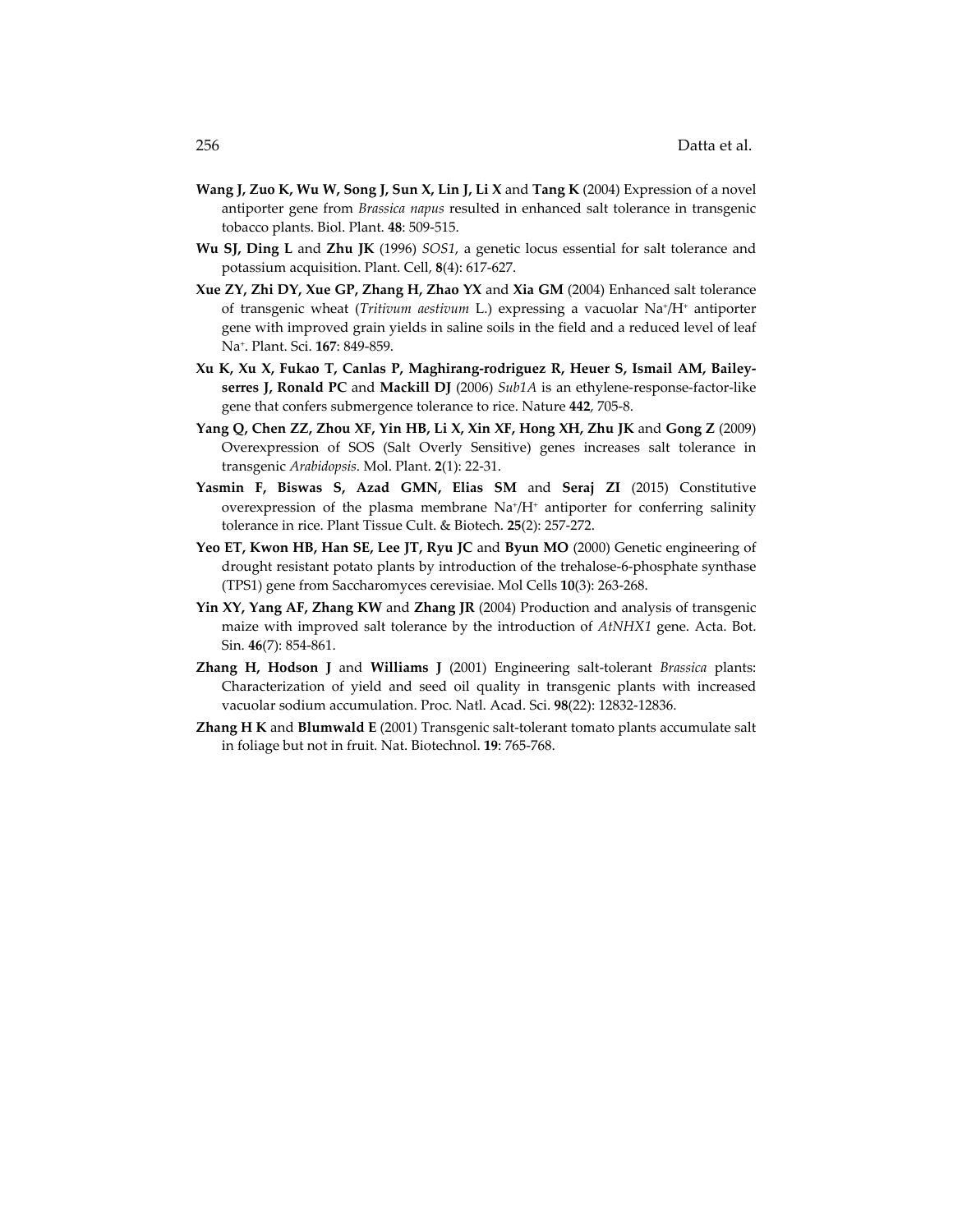**Wang J, Zuo K, Wu W, Song J, Sun X, Lin J, Li X** and **Tang K** (2004) Expression of a novel antiporter gene from *Brassica napus* resulted in enhanced salt tolerance in transgenic tobacco plants. Biol. Plant. **48**: 509-515.

**Wu SJ, Ding L** and **Zhu JK** (1996) *SOS1,* a genetic locus essential for salt tolerance and potassium acquisition. Plant. Cell, **8**(4): 617-627.

**Xue ZY, Zhi DY, Xue GP, Zhang H, Zhao YX** and **Xia GM** (2004) Enhanced salt tolerance of transgenic wheat (*Tritivum aestivum* L.) expressing a vacuolar $Na^+/H^+$ antiporter gene with improved grain yields in saline soils in the field and a reduced level of leaf $Na^+$. Plant. Sci. **167**: 849-859.

**Xu K, Xu X, Fukao T, Canlas P, Maghirang-rodriguez R, Heuer S, Ismail AM, Bailey-serres J, Ronald PC** and **Mackill DJ** (2006) *Sub1A* is an ethylene-response-factor-like gene that confers submergence tolerance to rice. Nature **442**, 705-8.

**Yang Q, Chen ZZ, Zhou XF, Yin HB, Li X, Xin XF, Hong XH, Zhu JK** and **Gong Z** (2009) Overexpression of SOS (Salt Overly Sensitive) genes increases salt tolerance in transgenic *Arabidopsis*. Mol. Plant. **2**(1): 22-31.

**Yasmin F, Biswas S, Azad GMN, Elias SM** and **Seraj ZI** (2015) Constitutive overexpression of the plasma membrane $Na^+/H^+$ antiporter for conferring salinity tolerance in rice. Plant Tissue Cult. & Biotech. **25**(2): 257-272.

**Yeo ET, Kwon HB, Han SE, Lee JT, Ryu JC** and **Byun MO** (2000) Genetic engineering of drought resistant potato plants by introduction of the trehalose-6-phosphate synthase (TPS1) gene from Saccharomyces cerevisiae. Mol Cells **10**(3): 263-268.

**Yin XY, Yang AF, Zhang KW** and **Zhang JR** (2004) Production and analysis of transgenic maize with improved salt tolerance by the introduction of *AtNHX1* gene. Acta. Bot. Sin. **46**(7): 854-861.

**Zhang H, Hodson J** and **Williams J** (2001) Engineering salt-tolerant *Brassica* plants: Characterization of yield and seed oil quality in transgenic plants with increased vacuolar sodium accumulation. Proc. Natl. Acad. Sci. **98**(22): 12832-12836.

**Zhang H K** and **Blumwald E** (2001) Transgenic salt-tolerant tomato plants accumulate salt in foliage but not in fruit. Nat. Biotechnol. **19**: 765-768.